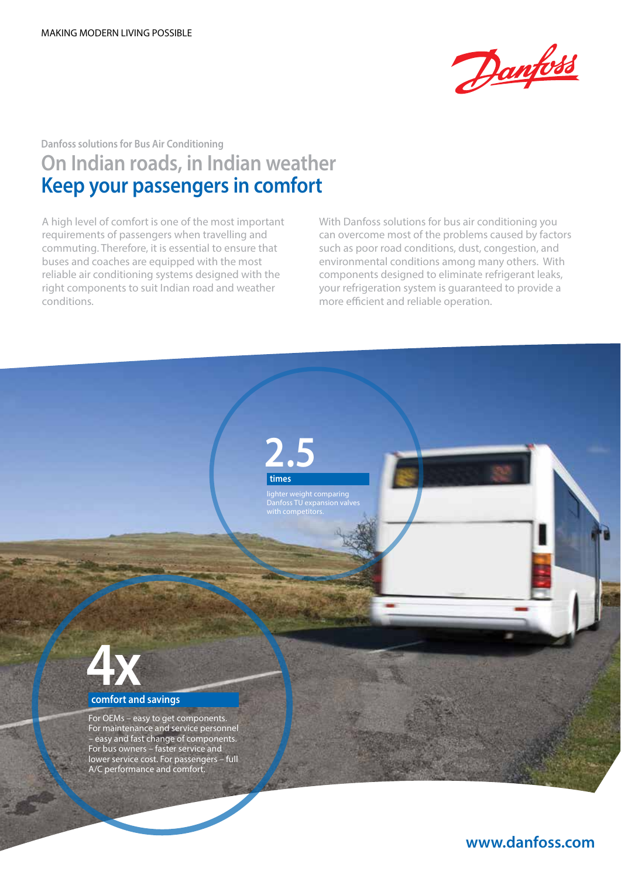MAKING MODERN LIVING POSSIBLE

Danfoss

Danfoss solutions for Bus Air Conditioning

# On Indian roads, in Indian weather
# Keep your passengers in comfort

A high level of comfort is one of the most important requirements of passengers when travelling and commuting. Therefore, it is essential to ensure that buses and coaches are equipped with the most reliable air conditioning systems designed with the right components to suit Indian road and weather conditions.

With Danfoss solutions for bus air conditioning you can overcome most of the problems caused by factors such as poor road conditions, dust, congestion, and environmental conditions among many others. With components designed to eliminate refrigerant leaks, your refrigeration system is guaranteed to provide a more efficient and reliable operation.

**2.5**

**times**

lighter weight comparing Danfoss TU expansion valves with competitors.

**4x**

**comfort and savings**

For OEMs – easy to get components. For maintenance and service personnel – easy and fast change of components. For bus owners – faster service and lower service cost. For passengers – full A/C performance and comfort.

**www.danfoss.com**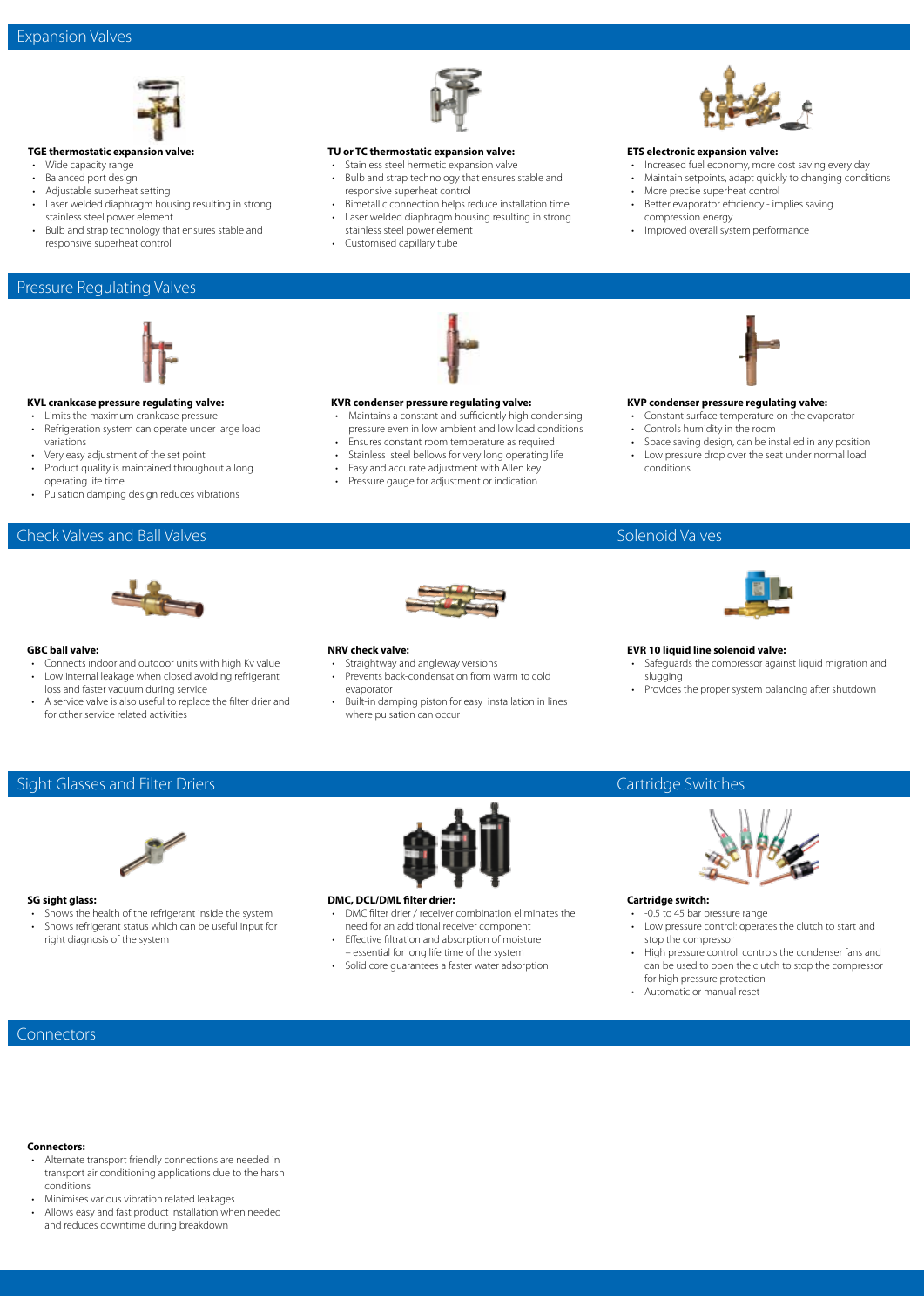## Expansion Valves

**TGE thermostatic expansion valve:**

- Wide capacity range
- Balanced port design
- Adjustable superheat setting
- Laser welded diaphragm housing resulting in strong stainless steel power element
- Bulb and strap technology that ensures stable and responsive superheat control

**TU or TC thermostatic expansion valve:**

- Stainless steel hermetic expansion valve
- Bulb and strap technology that ensures stable and responsive superheat control
- Bimetallic connection helps reduce installation time
- Laser welded diaphragm housing resulting in strong stainless steel power element
- Customised capillary tube

**ETS electronic expansion valve:**

- Increased fuel economy, more cost saving every day
- Maintain setpoints, adapt quickly to changing conditions
- More precise superheat control
- Better evaporator efficiency - implies saving compression energy
- Improved overall system performance

## Pressure Regulating Valves

**KVL crankcase pressure regulating valve:**

- Limits the maximum crankcase pressure
- Refrigeration system can operate under large load variations
- Very easy adjustment of the set point
- Product quality is maintained throughout a long operating life time
- Pulsation damping design reduces vibrations

**KVR condenser pressure regulating valve:**

- Maintains a constant and sufficiently high condensing pressure even in low ambient and low load conditions
- Ensures constant room temperature as required
- Stainless steel bellows for very long operating life
- Easy and accurate adjustment with Allen key
- Pressure gauge for adjustment or indication

**KVP condenser pressure regulating valve:**

- Constant surface temperature on the evaporator
- Controls humidity in the room
- Space saving design, can be installed in any position
- Low pressure drop over the seat under normal load conditions

## Check Valves and Ball Valves

**GBC ball valve:**

- Connects indoor and outdoor units with high Kv value
- Low internal leakage when closed avoiding refrigerant loss and faster vacuum during service
- A service valve is also useful to replace the filter drier and for other service related activities

**NRV check valve:**

- Straightway and angleway versions
- Prevents back-condensation from warm to cold evaporator
- Built-in damping piston for easy installation in lines where pulsation can occur

## Solenoid Valves

**EVR 10 liquid line solenoid valve:**

- Safeguards the compressor against liquid migration and slugging
- Provides the proper system balancing after shutdown

## Sight Glasses and Filter Driers

**SG sight glass:**

- Shows the health of the refrigerant inside the system
- Shows refrigerant status which can be useful input for right diagnosis of the system

**DMC, DCL/DML filter drier:**

- DMC filter drier / receiver combination eliminates the need for an additional receiver component
- Effective filtration and absorption of moisture – essential for long life time of the system
- Solid core guarantees a faster water adsorption

## Cartridge Switches

**Cartridge switch:**

- -0.5 to 45 bar pressure range
- Low pressure control: operates the clutch to start and stop the compressor
- High pressure control: controls the condenser fans and can be used to open the clutch to stop the compressor for high pressure protection
- Automatic or manual reset

## Connectors

**Connectors:**

- Alternate transport friendly connections are needed in transport air conditioning applications due to the harsh conditions
- Minimises various vibration related leakages
- Allows easy and fast product installation when needed and reduces downtime during breakdown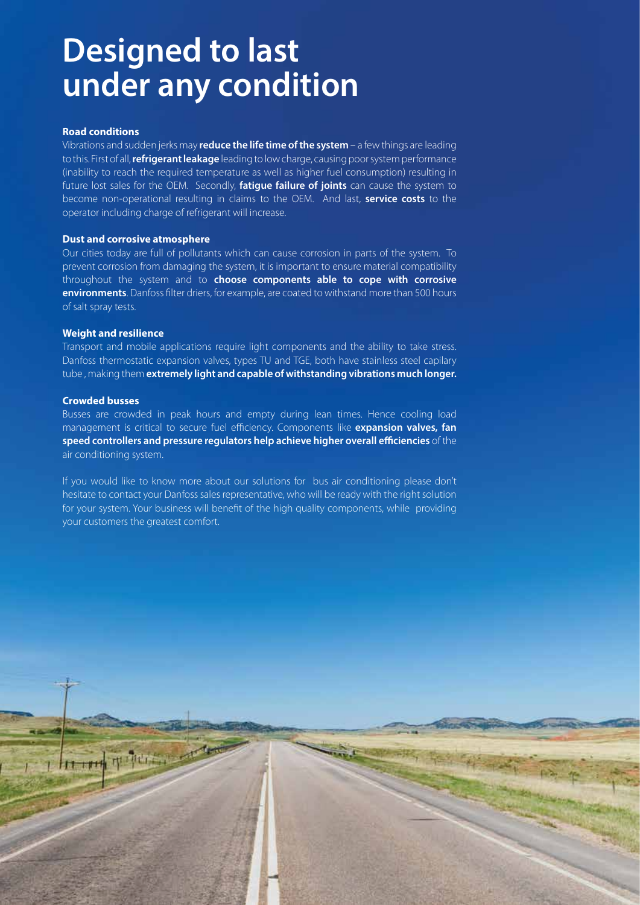# Designed to last under any condition

**Road conditions**

Vibrations and sudden jerks may **reduce the life time of the system** – a few things are leading to this. First of all, **refrigerant leakage** leading to low charge, causing poor system performance (inability to reach the required temperature as well as higher fuel consumption) resulting in future lost sales for the OEM. Secondly, **fatigue failure of joints** can cause the system to become non-operational resulting in claims to the OEM. And last, **service costs** to the operator including charge of refrigerant will increase.

**Dust and corrosive atmosphere**

Our cities today are full of pollutants which can cause corrosion in parts of the system. To prevent corrosion from damaging the system, it is important to ensure material compatibility throughout the system and to **choose components able to cope with corrosive environments**. Danfoss filter driers, for example, are coated to withstand more than 500 hours of salt spray tests.

**Weight and resilience**

Transport and mobile applications require light components and the ability to take stress. Danfoss thermostatic expansion valves, types TU and TGE, both have stainless steel capilary tube , making them **extremely light and capable of withstanding vibrations much longer.**

**Crowded busses**

Busses are crowded in peak hours and empty during lean times. Hence cooling load management is critical to secure fuel efficiency. Components like **expansion valves, fan speed controllers and pressure regulators help achieve higher overall efficiencies** of the air conditioning system.

If you would like to know more about our solutions for bus air conditioning please don't hesitate to contact your Danfoss sales representative, who will be ready with the right solution for your system. Your business will benefit of the high quality components, while providing your customers the greatest comfort.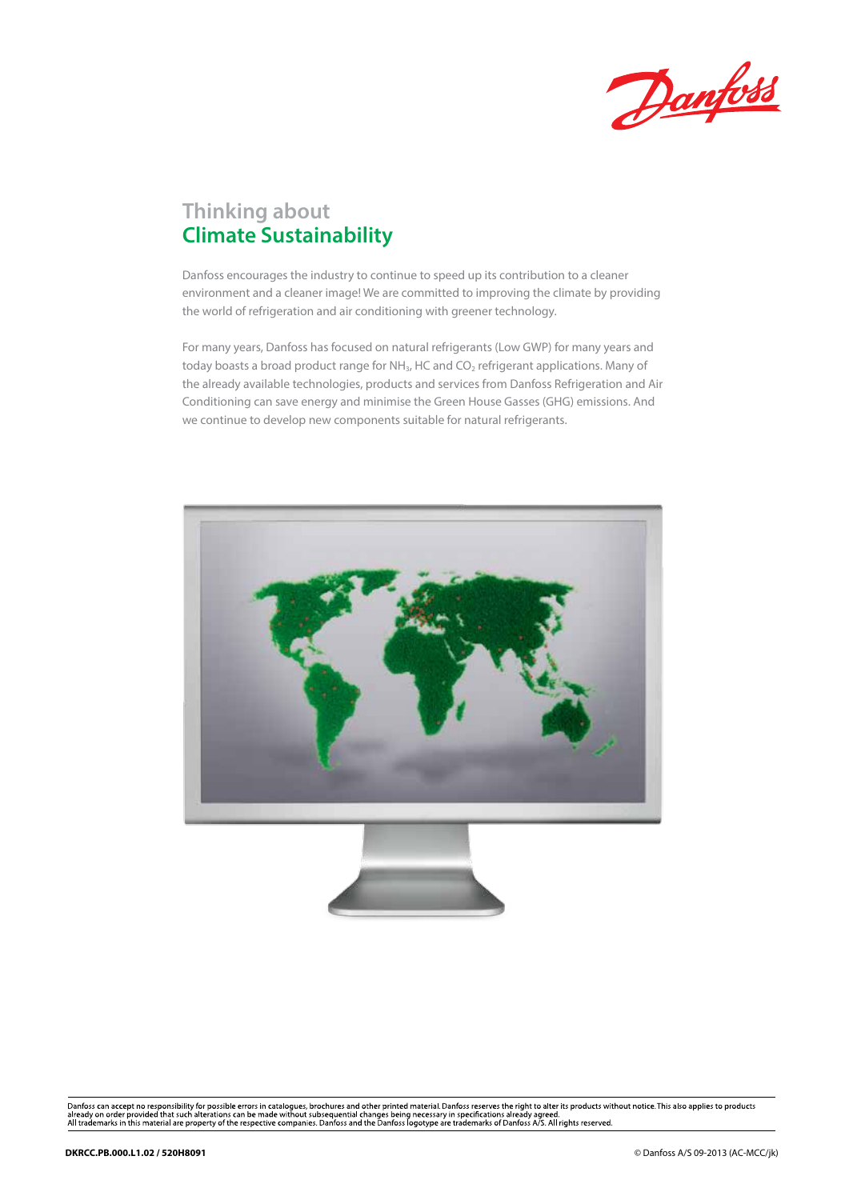# Thinking about
# Climate Sustainability

Danfoss encourages the industry to continue to speed up its contribution to a cleaner environment and a cleaner image! We are committed to improving the climate by providing the world of refrigeration and air conditioning with greener technology.

For many years, Danfoss has focused on natural refrigerants (Low GWP) for many years and today boasts a broad product range for $NH_3$, HC and $CO_2$ refrigerant applications. Many of the already available technologies, products and services from Danfoss Refrigeration and Air Conditioning can save energy and minimise the Green House Gasses (GHG) emissions. And we continue to develop new components suitable for natural refrigerants.

Danfoss can accept no responsibility for possible errors in catalogues, brochures and other printed material. Danfoss reserves the right to alter its products without notice. This also applies to products already on order provided that such alterations can be made without subsequential changes being necessary in specifications already agreed.
All trademarks in this material are property of the respective companies. Danfoss and the Danfoss logotype are trademarks of Danfoss A/S. All rights reserved.

**DKRCC.PB.000.L1.02 / 520H8091**

© Danfoss A/S 09-2013 (AC-MCC/jk)